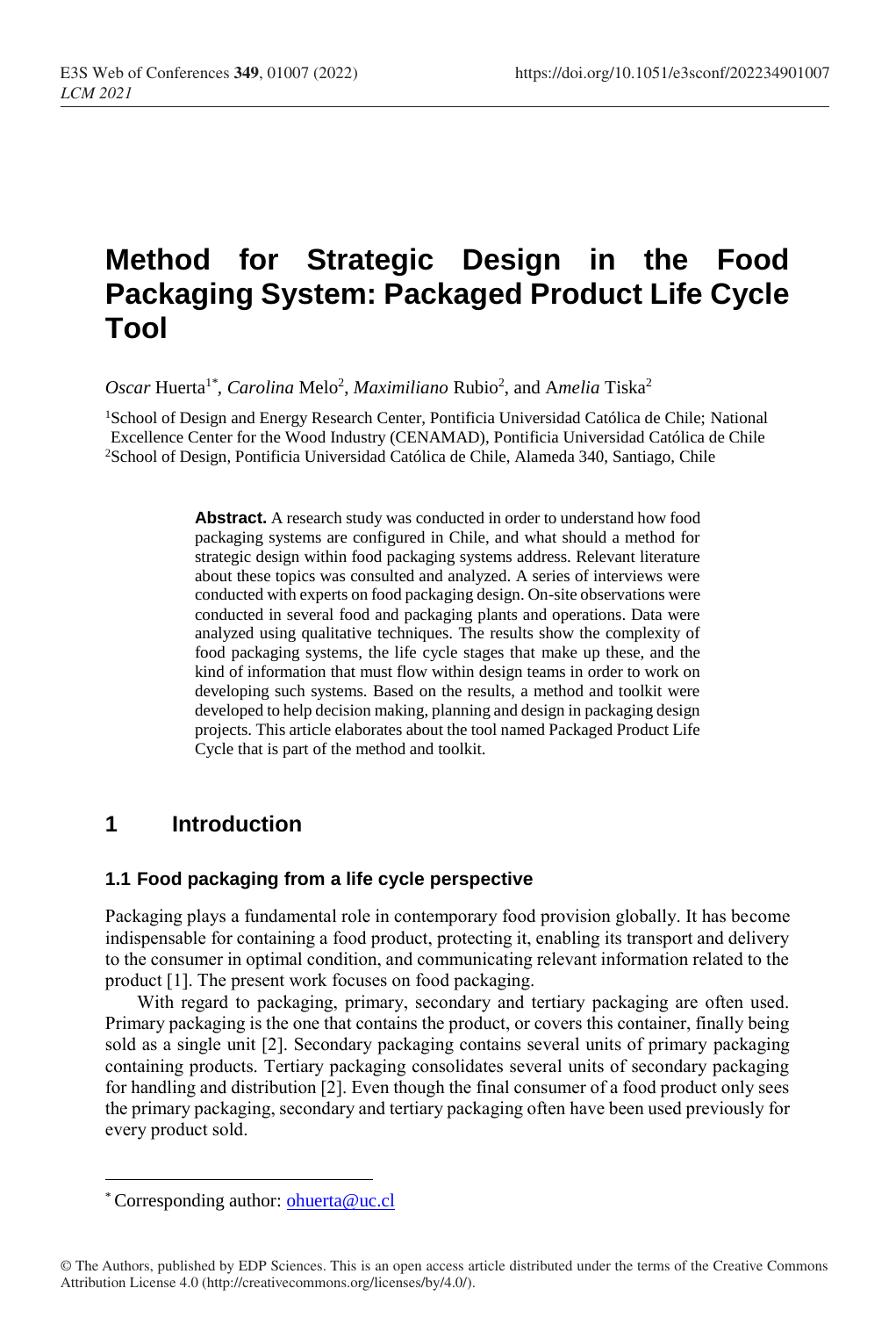# Method for Strategic Design in the Food Packaging System: Packaged Product Life Cycle Tool

*Oscar* Huerta[1*], *Carolina* Melo[2], *Maximiliano* Rubio[2], and A*melia* Tiska[2]

[1]School of Design and Energy Research Center, Pontificia Universidad Católica de Chile; National Excellence Center for the Wood Industry (CENAMAD), Pontificia Universidad Católica de Chile
[2]School of Design, Pontificia Universidad Católica de Chile, Alameda 340, Santiago, Chile

**Abstract.** A research study was conducted in order to understand how food packaging systems are configured in Chile, and what should a method for strategic design within food packaging systems address. Relevant literature about these topics was consulted and analyzed. A series of interviews were conducted with experts on food packaging design. On-site observations were conducted in several food and packaging plants and operations. Data were analyzed using qualitative techniques. The results show the complexity of food packaging systems, the life cycle stages that make up these, and the kind of information that must flow within design teams in order to work on developing such systems. Based on the results, a method and toolkit were developed to help decision making, planning and design in packaging design projects. This article elaborates about the tool named Packaged Product Life Cycle that is part of the method and toolkit.

## 1 Introduction

### 1.1 Food packaging from a life cycle perspective

Packaging plays a fundamental role in contemporary food provision globally. It has become indispensable for containing a food product, protecting it, enabling its transport and delivery to the consumer in optimal condition, and communicating relevant information related to the product [1]. The present work focuses on food packaging.

With regard to packaging, primary, secondary and tertiary packaging are often used. Primary packaging is the one that contains the product, or covers this container, finally being sold as a single unit [2]. Secondary packaging contains several units of primary packaging containing products. Tertiary packaging consolidates several units of secondary packaging for handling and distribution [2]. Even though the final consumer of a food product only sees the primary packaging, secondary and tertiary packaging often have been used previously for every product sold.

* Corresponding author: ohuerta@uc.cl

© The Authors, published by EDP Sciences. This is an open access article distributed under the terms of the Creative Commons Attribution License 4.0 (http://creativecommons.org/licenses/by/4.0/).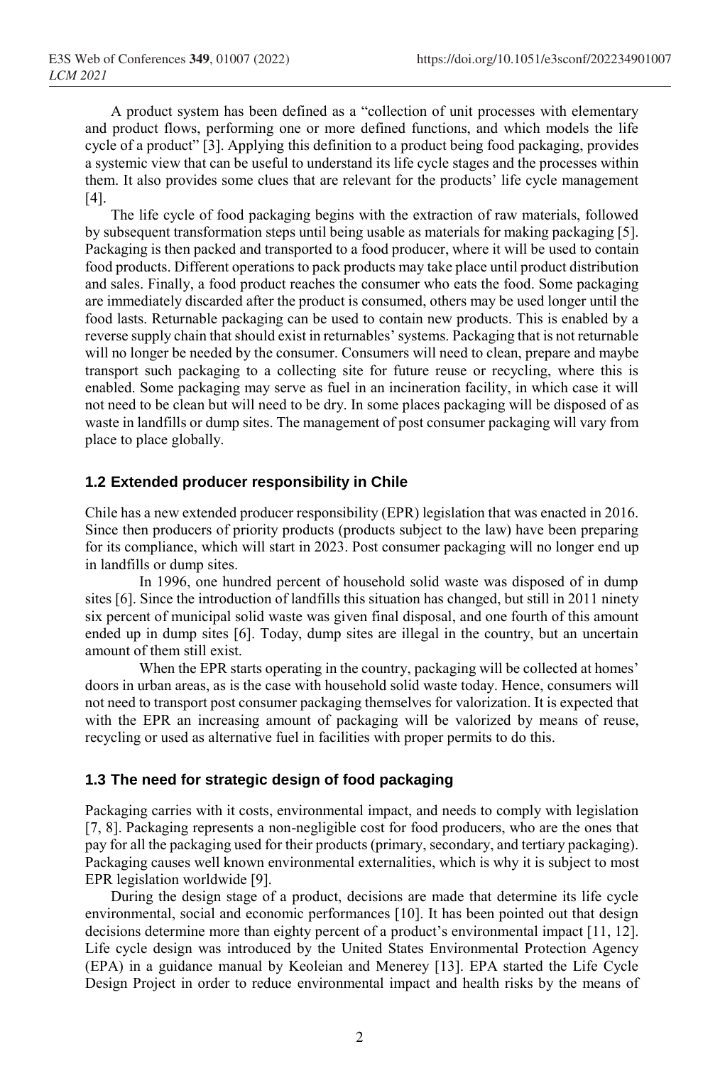A product system has been defined as a "collection of unit processes with elementary and product flows, performing one or more defined functions, and which models the life cycle of a product" [3]. Applying this definition to a product being food packaging, provides a systemic view that can be useful to understand its life cycle stages and the processes within them. It also provides some clues that are relevant for the products' life cycle management [4].

The life cycle of food packaging begins with the extraction of raw materials, followed by subsequent transformation steps until being usable as materials for making packaging [5]. Packaging is then packed and transported to a food producer, where it will be used to contain food products. Different operations to pack products may take place until product distribution and sales. Finally, a food product reaches the consumer who eats the food. Some packaging are immediately discarded after the product is consumed, others may be used longer until the food lasts. Returnable packaging can be used to contain new products. This is enabled by a reverse supply chain that should exist in returnables' systems. Packaging that is not returnable will no longer be needed by the consumer. Consumers will need to clean, prepare and maybe transport such packaging to a collecting site for future reuse or recycling, where this is enabled. Some packaging may serve as fuel in an incineration facility, in which case it will not need to be clean but will need to be dry. In some places packaging will be disposed of as waste in landfills or dump sites. The management of post consumer packaging will vary from place to place globally.

### 1.2 Extended producer responsibility in Chile

Chile has a new extended producer responsibility (EPR) legislation that was enacted in 2016. Since then producers of priority products (products subject to the law) have been preparing for its compliance, which will start in 2023. Post consumer packaging will no longer end up in landfills or dump sites.

In 1996, one hundred percent of household solid waste was disposed of in dump sites [6]. Since the introduction of landfills this situation has changed, but still in 2011 ninety six percent of municipal solid waste was given final disposal, and one fourth of this amount ended up in dump sites [6]. Today, dump sites are illegal in the country, but an uncertain amount of them still exist.

When the EPR starts operating in the country, packaging will be collected at homes' doors in urban areas, as is the case with household solid waste today. Hence, consumers will not need to transport post consumer packaging themselves for valorization. It is expected that with the EPR an increasing amount of packaging will be valorized by means of reuse, recycling or used as alternative fuel in facilities with proper permits to do this.

### 1.3 The need for strategic design of food packaging

Packaging carries with it costs, environmental impact, and needs to comply with legislation [7, 8]. Packaging represents a non-negligible cost for food producers, who are the ones that pay for all the packaging used for their products (primary, secondary, and tertiary packaging). Packaging causes well known environmental externalities, which is why it is subject to most EPR legislation worldwide [9].

During the design stage of a product, decisions are made that determine its life cycle environmental, social and economic performances [10]. It has been pointed out that design decisions determine more than eighty percent of a product's environmental impact [11, 12]. Life cycle design was introduced by the United States Environmental Protection Agency (EPA) in a guidance manual by Keoleian and Menerey [13]. EPA started the Life Cycle Design Project in order to reduce environmental impact and health risks by the means of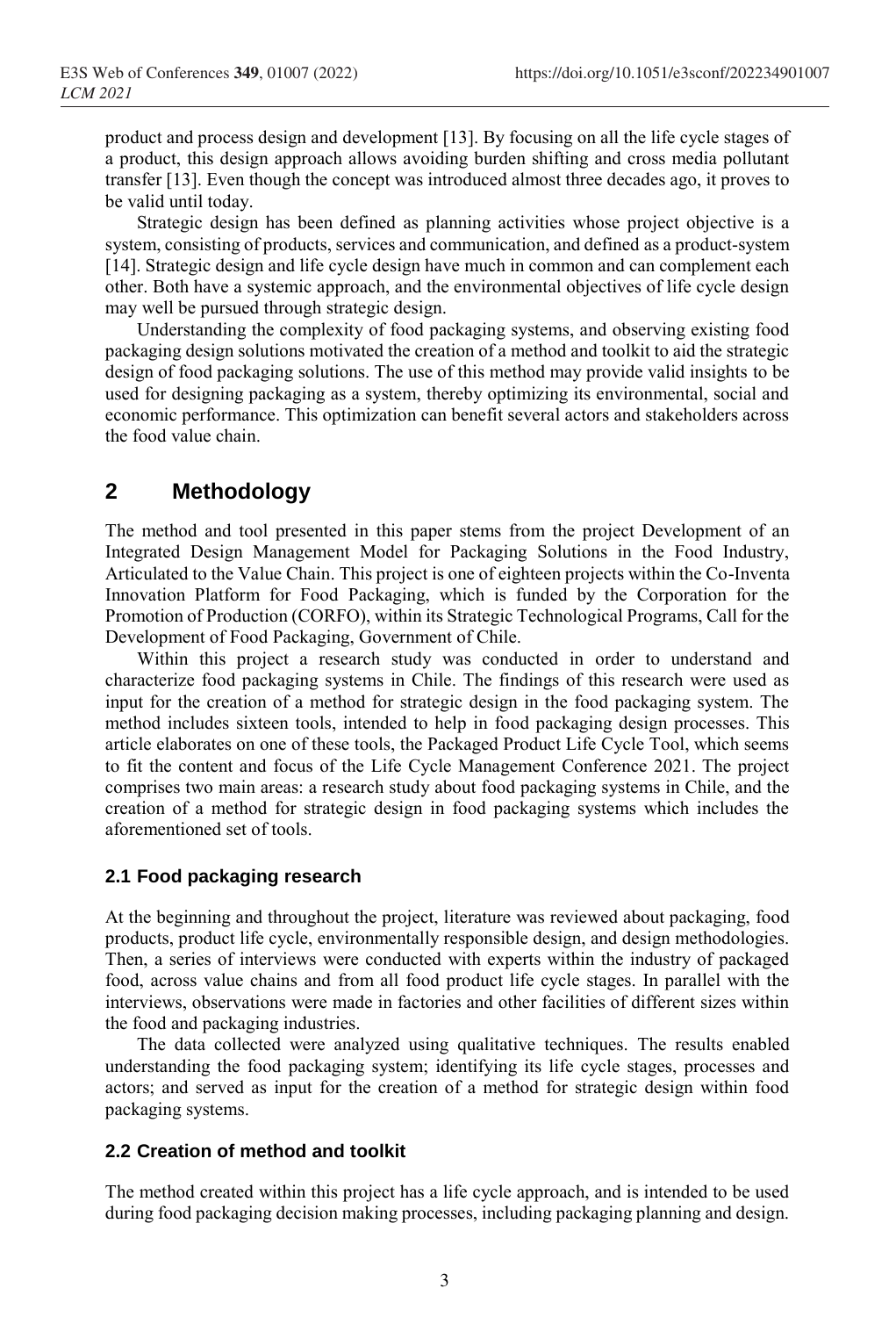product and process design and development [13]. By focusing on all the life cycle stages of a product, this design approach allows avoiding burden shifting and cross media pollutant transfer [13]. Even though the concept was introduced almost three decades ago, it proves to be valid until today.

Strategic design has been defined as planning activities whose project objective is a system, consisting of products, services and communication, and defined as a product-system [14]. Strategic design and life cycle design have much in common and can complement each other. Both have a systemic approach, and the environmental objectives of life cycle design may well be pursued through strategic design.

Understanding the complexity of food packaging systems, and observing existing food packaging design solutions motivated the creation of a method and toolkit to aid the strategic design of food packaging solutions. The use of this method may provide valid insights to be used for designing packaging as a system, thereby optimizing its environmental, social and economic performance. This optimization can benefit several actors and stakeholders across the food value chain.

## 2 Methodology

The method and tool presented in this paper stems from the project Development of an Integrated Design Management Model for Packaging Solutions in the Food Industry, Articulated to the Value Chain. This project is one of eighteen projects within the Co-Inventa Innovation Platform for Food Packaging, which is funded by the Corporation for the Promotion of Production (CORFO), within its Strategic Technological Programs, Call for the Development of Food Packaging, Government of Chile.

Within this project a research study was conducted in order to understand and characterize food packaging systems in Chile. The findings of this research were used as input for the creation of a method for strategic design in the food packaging system. The method includes sixteen tools, intended to help in food packaging design processes. This article elaborates on one of these tools, the Packaged Product Life Cycle Tool, which seems to fit the content and focus of the Life Cycle Management Conference 2021. The project comprises two main areas: a research study about food packaging systems in Chile, and the creation of a method for strategic design in food packaging systems which includes the aforementioned set of tools.

### 2.1 Food packaging research

At the beginning and throughout the project, literature was reviewed about packaging, food products, product life cycle, environmentally responsible design, and design methodologies. Then, a series of interviews were conducted with experts within the industry of packaged food, across value chains and from all food product life cycle stages. In parallel with the interviews, observations were made in factories and other facilities of different sizes within the food and packaging industries.

The data collected were analyzed using qualitative techniques. The results enabled understanding the food packaging system; identifying its life cycle stages, processes and actors; and served as input for the creation of a method for strategic design within food packaging systems.

### 2.2 Creation of method and toolkit

The method created within this project has a life cycle approach, and is intended to be used during food packaging decision making processes, including packaging planning and design.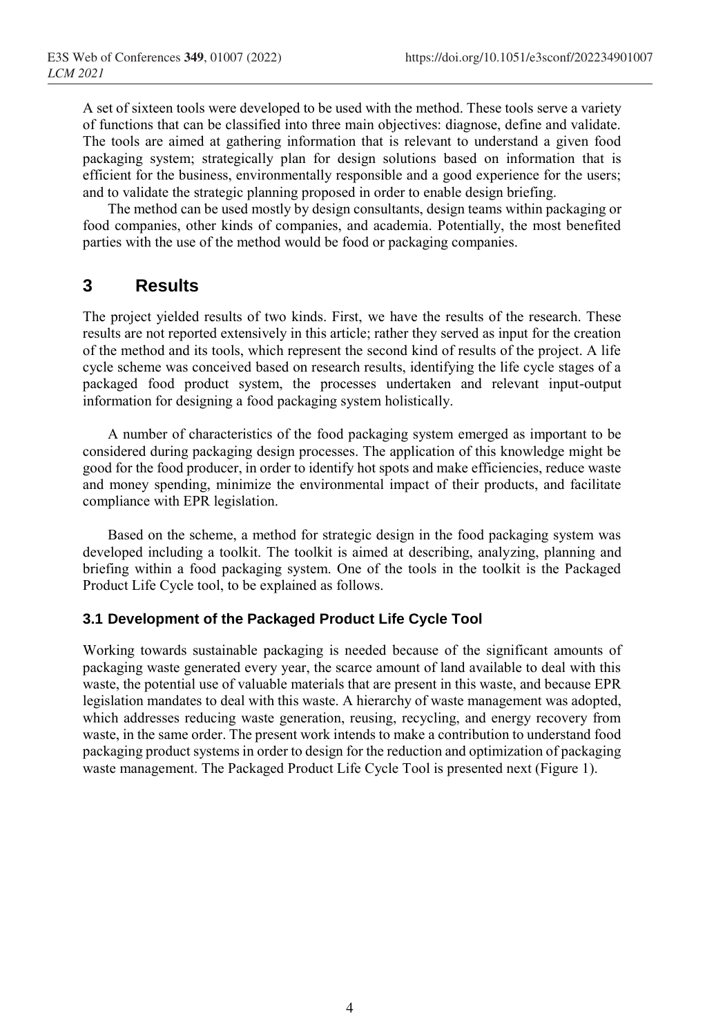A set of sixteen tools were developed to be used with the method. These tools serve a variety of functions that can be classified into three main objectives: diagnose, define and validate. The tools are aimed at gathering information that is relevant to understand a given food packaging system; strategically plan for design solutions based on information that is efficient for the business, environmentally responsible and a good experience for the users; and to validate the strategic planning proposed in order to enable design briefing.

The method can be used mostly by design consultants, design teams within packaging or food companies, other kinds of companies, and academia. Potentially, the most benefited parties with the use of the method would be food or packaging companies.

## 3 Results

The project yielded results of two kinds. First, we have the results of the research. These results are not reported extensively in this article; rather they served as input for the creation of the method and its tools, which represent the second kind of results of the project. A life cycle scheme was conceived based on research results, identifying the life cycle stages of a packaged food product system, the processes undertaken and relevant input-output information for designing a food packaging system holistically.

A number of characteristics of the food packaging system emerged as important to be considered during packaging design processes. The application of this knowledge might be good for the food producer, in order to identify hot spots and make efficiencies, reduce waste and money spending, minimize the environmental impact of their products, and facilitate compliance with EPR legislation.

Based on the scheme, a method for strategic design in the food packaging system was developed including a toolkit. The toolkit is aimed at describing, analyzing, planning and briefing within a food packaging system. One of the tools in the toolkit is the Packaged Product Life Cycle tool, to be explained as follows.

### 3.1 Development of the Packaged Product Life Cycle Tool

Working towards sustainable packaging is needed because of the significant amounts of packaging waste generated every year, the scarce amount of land available to deal with this waste, the potential use of valuable materials that are present in this waste, and because EPR legislation mandates to deal with this waste. A hierarchy of waste management was adopted, which addresses reducing waste generation, reusing, recycling, and energy recovery from waste, in the same order. The present work intends to make a contribution to understand food packaging product systems in order to design for the reduction and optimization of packaging waste management. The Packaged Product Life Cycle Tool is presented next (Figure 1).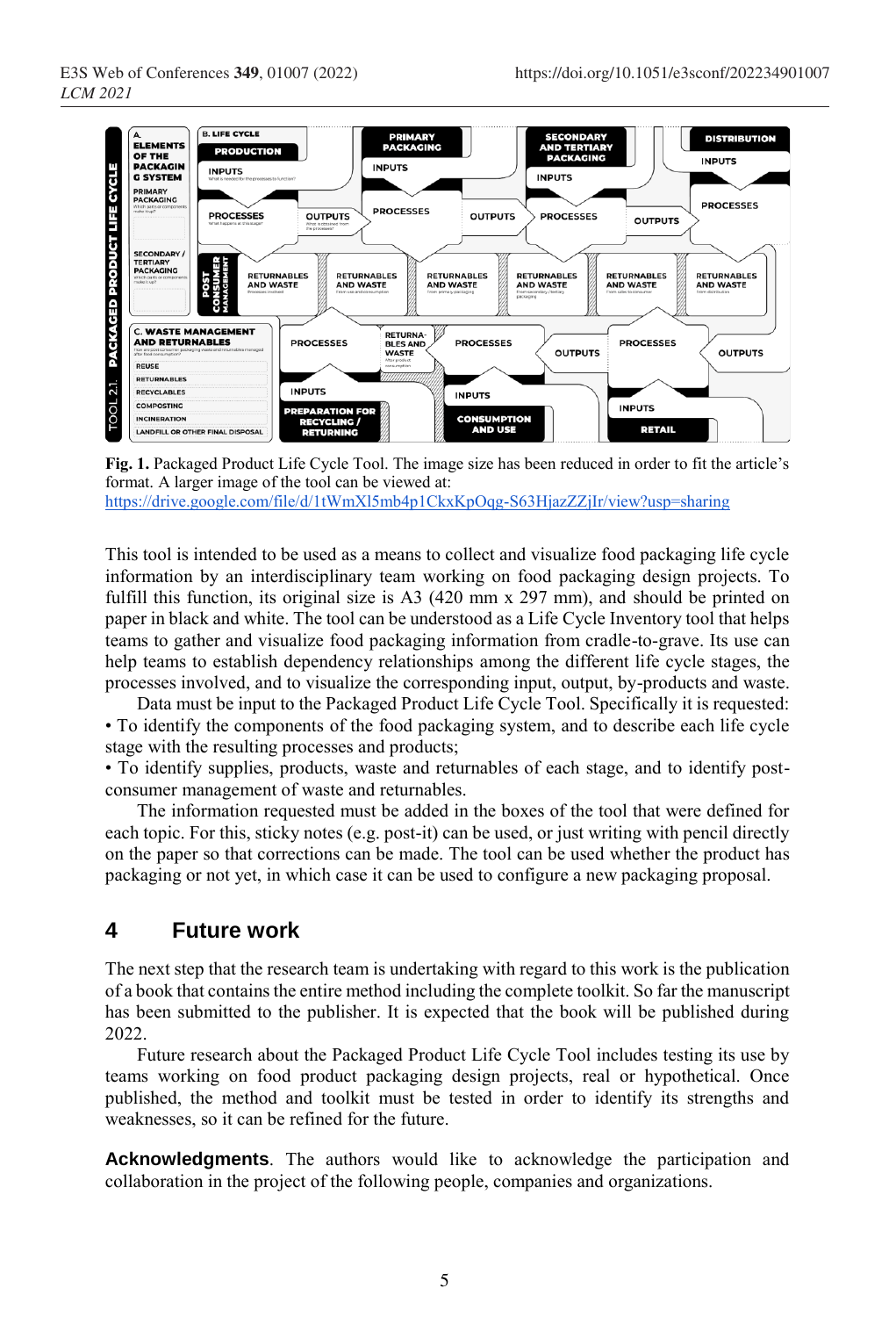**Fig. 1.** Packaged Product Life Cycle Tool. The image size has been reduced in order to fit the article's format. A larger image of the tool can be viewed at: https://drive.google.com/file/d/1tWmXl5mb4p1CkxKpOqg-S63HjazZZjIr/view?usp=sharing

This tool is intended to be used as a means to collect and visualize food packaging life cycle information by an interdisciplinary team working on food packaging design projects. To fulfill this function, its original size is A3 (420 mm x 297 mm), and should be printed on paper in black and white. The tool can be understood as a Life Cycle Inventory tool that helps teams to gather and visualize food packaging information from cradle-to-grave. Its use can help teams to establish dependency relationships among the different life cycle stages, the processes involved, and to visualize the corresponding input, output, by-products and waste.

Data must be input to the Packaged Product Life Cycle Tool. Specifically it is requested:

• To identify the components of the food packaging system, and to describe each life cycle stage with the resulting processes and products;

• To identify supplies, products, waste and returnables of each stage, and to identify post-consumer management of waste and returnables.

The information requested must be added in the boxes of the tool that were defined for each topic. For this, sticky notes (e.g. post-it) can be used, or just writing with pencil directly on the paper so that corrections can be made. The tool can be used whether the product has packaging or not yet, in which case it can be used to configure a new packaging proposal.

## 4 Future work

The next step that the research team is undertaking with regard to this work is the publication of a book that contains the entire method including the complete toolkit. So far the manuscript has been submitted to the publisher. It is expected that the book will be published during 2022.

Future research about the Packaged Product Life Cycle Tool includes testing its use by teams working on food product packaging design projects, real or hypothetical. Once published, the method and toolkit must be tested in order to identify its strengths and weaknesses, so it can be refined for the future.

**Acknowledgments**. The authors would like to acknowledge the participation and collaboration in the project of the following people, companies and organizations.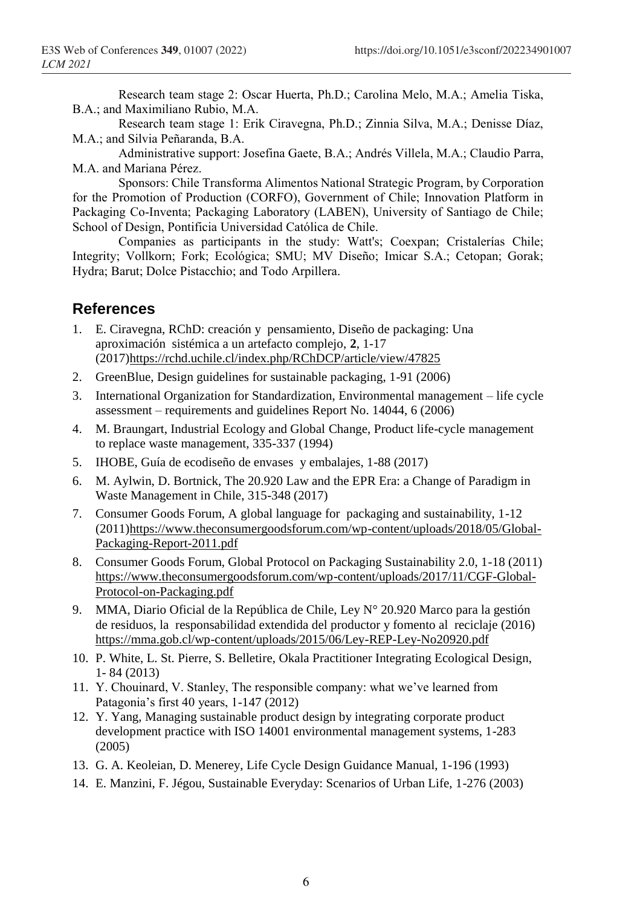Research team stage 2: Oscar Huerta, Ph.D.; Carolina Melo, M.A.; Amelia Tiska, B.A.; and Maximiliano Rubio, M.A.

Research team stage 1: Erik Ciravegna, Ph.D.; Zinnia Silva, M.A.; Denisse Díaz, M.A.; and Silvia Peñaranda, B.A.

Administrative support: Josefina Gaete, B.A.; Andrés Villela, M.A.; Claudio Parra, M.A. and Mariana Pérez.

Sponsors: Chile Transforma Alimentos National Strategic Program, by Corporation for the Promotion of Production (CORFO), Government of Chile; Innovation Platform in Packaging Co-Inventa; Packaging Laboratory (LABEN), University of Santiago de Chile; School of Design, Pontificia Universidad Católica de Chile.

Companies as participants in the study: Watt's; Coexpan; Cristalerías Chile; Integrity; Vollkorn; Fork; Ecológica; SMU; MV Diseño; Imicar S.A.; Cetopan; Gorak; Hydra; Barut; Dolce Pistacchio; and Todo Arpillera.

## References

1. E. Ciravegna, RChD: creación y pensamiento, Diseño de packaging: Una aproximación sistémica a un artefacto complejo, **2**, 1-17 (2017)https://rchd.uchile.cl/index.php/RChDCP/article/view/47825
2. GreenBlue, Design guidelines for sustainable packaging, 1-91 (2006)
3. International Organization for Standardization, Environmental management – life cycle assessment – requirements and guidelines Report No. 14044, 6 (2006)
4. M. Braungart, Industrial Ecology and Global Change, Product life-cycle management to replace waste management, 335-337 (1994)
5. IHOBE, Guía de ecodiseño de envases y embalajes, 1-88 (2017)
6. M. Aylwin, D. Bortnick, The 20.920 Law and the EPR Era: a Change of Paradigm in Waste Management in Chile, 315-348 (2017)
7. Consumer Goods Forum, A global language for packaging and sustainability, 1-12 (2011)https://www.theconsumergoodsforum.com/wp-content/uploads/2018/05/Global-Packaging-Report-2011.pdf
8. Consumer Goods Forum, Global Protocol on Packaging Sustainability 2.0, 1-18 (2011) https://www.theconsumergoodsforum.com/wp-content/uploads/2017/11/CGF-Global-Protocol-on-Packaging.pdf
9. MMA, Diario Oficial de la República de Chile, Ley N° 20.920 Marco para la gestión de residuos, la responsabilidad extendida del productor y fomento al reciclaje (2016) https://mma.gob.cl/wp-content/uploads/2015/06/Ley-REP-Ley-No20920.pdf
10. P. White, L. St. Pierre, S. Belletire, Okala Practitioner Integrating Ecological Design, 1- 84 (2013)
11. Y. Chouinard, V. Stanley, The responsible company: what we've learned from Patagonia's first 40 years, 1-147 (2012)
12. Y. Yang, Managing sustainable product design by integrating corporate product development practice with ISO 14001 environmental management systems, 1-283 (2005)
13. G. A. Keoleian, D. Menerey, Life Cycle Design Guidance Manual, 1-196 (1993)
14. E. Manzini, F. Jégou, Sustainable Everyday: Scenarios of Urban Life, 1-276 (2003)